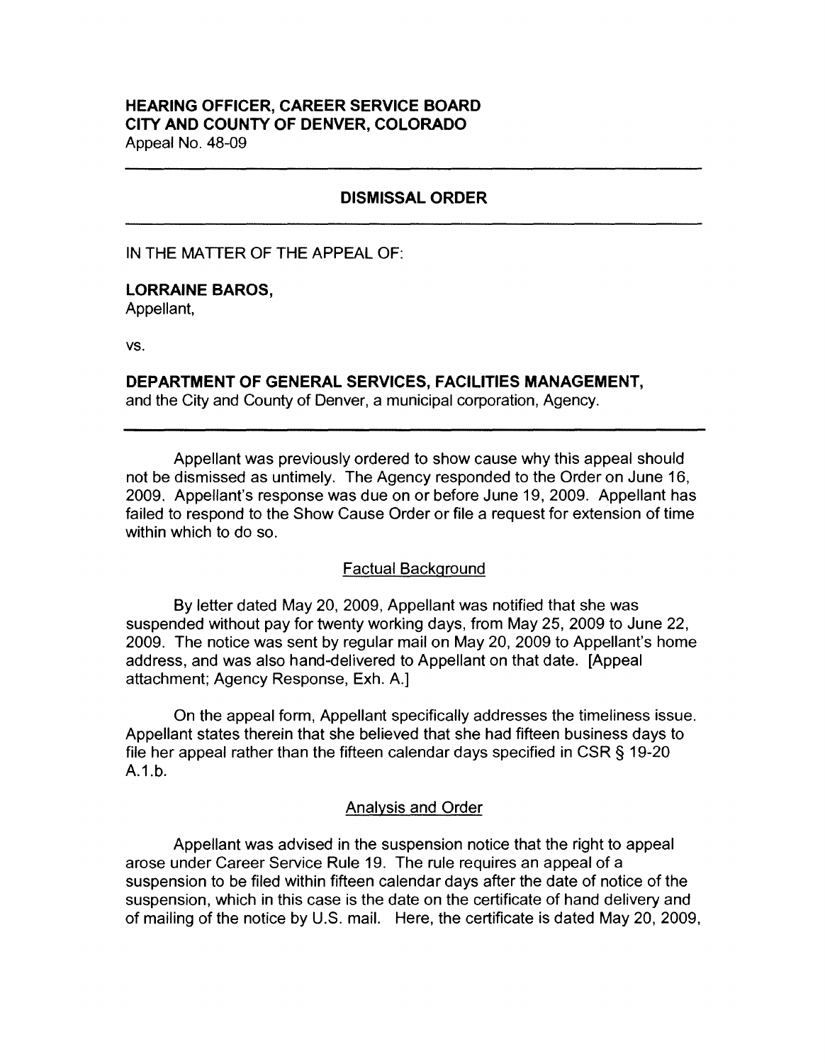**HEARING OFFICER, CAREER SERVICE BOARD**
**CITY AND COUNTY OF DENVER, COLORADO**
Appeal No. 48-09

---

## DISMISSAL ORDER

---

IN THE MATTER OF THE APPEAL OF:

**LORRAINE BAROS,**
Appellant,

vs.

**DEPARTMENT OF GENERAL SERVICES, FACILITIES MANAGEMENT,**
and the City and County of Denver, a municipal corporation, Agency.

---

Appellant was previously ordered to show cause why this appeal should not be dismissed as untimely. The Agency responded to the Order on June 16, 2009. Appellant's response was due on or before June 19, 2009. Appellant has failed to respond to the Show Cause Order or file a request for extension of time within which to do so.

### Factual Background

By letter dated May 20, 2009, Appellant was notified that she was suspended without pay for twenty working days, from May 25, 2009 to June 22, 2009. The notice was sent by regular mail on May 20, 2009 to Appellant's home address, and was also hand-delivered to Appellant on that date. [Appeal attachment; Agency Response, Exh. A.]

On the appeal form, Appellant specifically addresses the timeliness issue. Appellant states therein that she believed that she had fifteen business days to file her appeal rather than the fifteen calendar days specified in CSR § 19-20 A.1.b.

### Analysis and Order

Appellant was advised in the suspension notice that the right to appeal arose under Career Service Rule 19. The rule requires an appeal of a suspension to be filed within fifteen calendar days after the date of notice of the suspension, which in this case is the date on the certificate of hand delivery and of mailing of the notice by U.S. mail. Here, the certificate is dated May 20, 2009,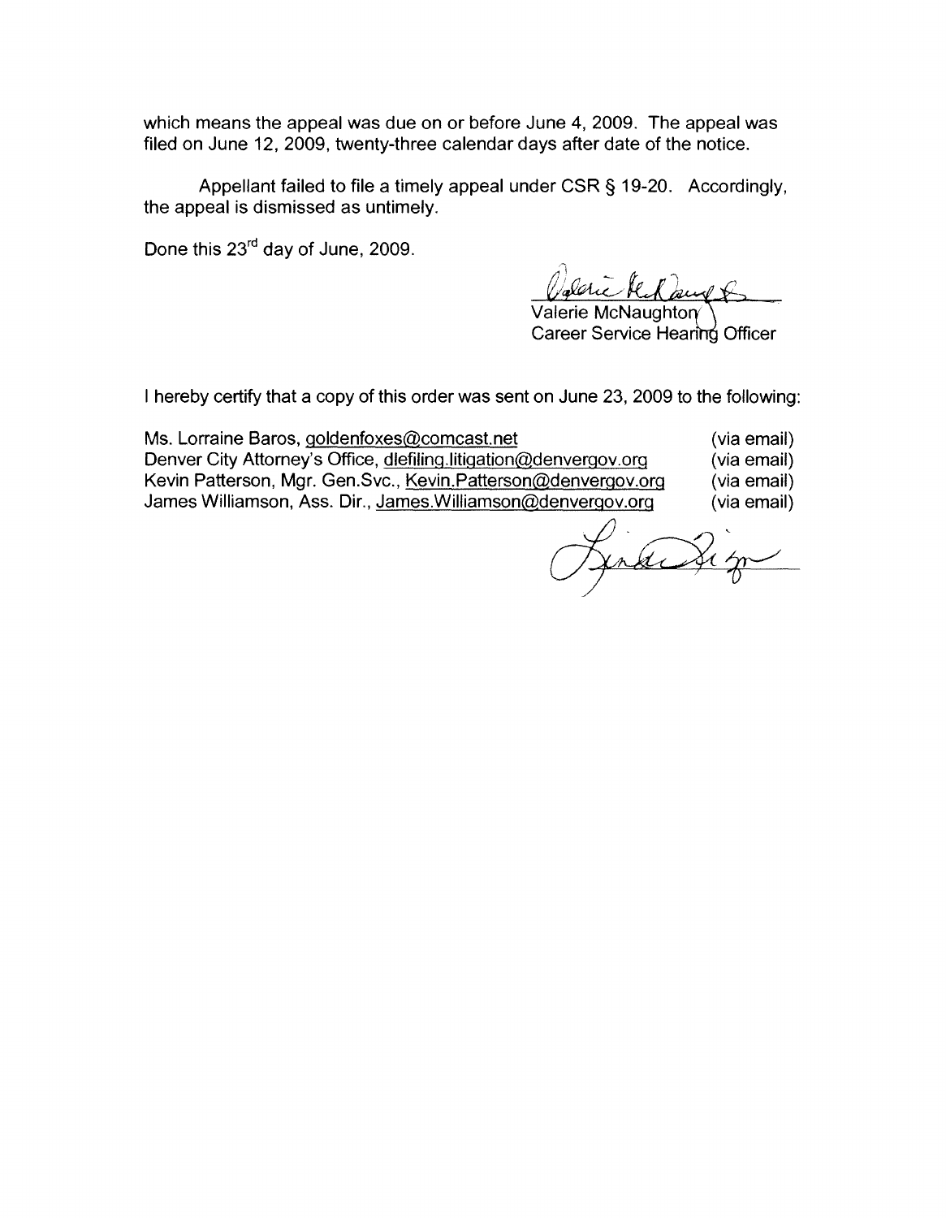which means the appeal was due on or before June 4, 2009. The appeal was filed on June 12, 2009, twenty-three calendar days after date of the notice.

Appellant failed to file a timely appeal under CSR § 19-20. Accordingly, the appeal is dismissed as untimely.

Done this 23rd day of June, 2009.

Valerie McNaughton
Career Service Hearing Officer

I hereby certify that a copy of this order was sent on June 23, 2009 to the following:

| | |
|---|---|
| Ms. Lorraine Baros, goldenfoxes@comcast.net | (via email) |
| Denver City Attorney's Office, dlefiling.litigation@denvergov.org | (via email) |
| Kevin Patterson, Mgr. Gen.Svc., Kevin.Patterson@denvergov.org | (via email) |
| James Williamson, Ass. Dir., James.Williamson@denvergov.org | (via email) |